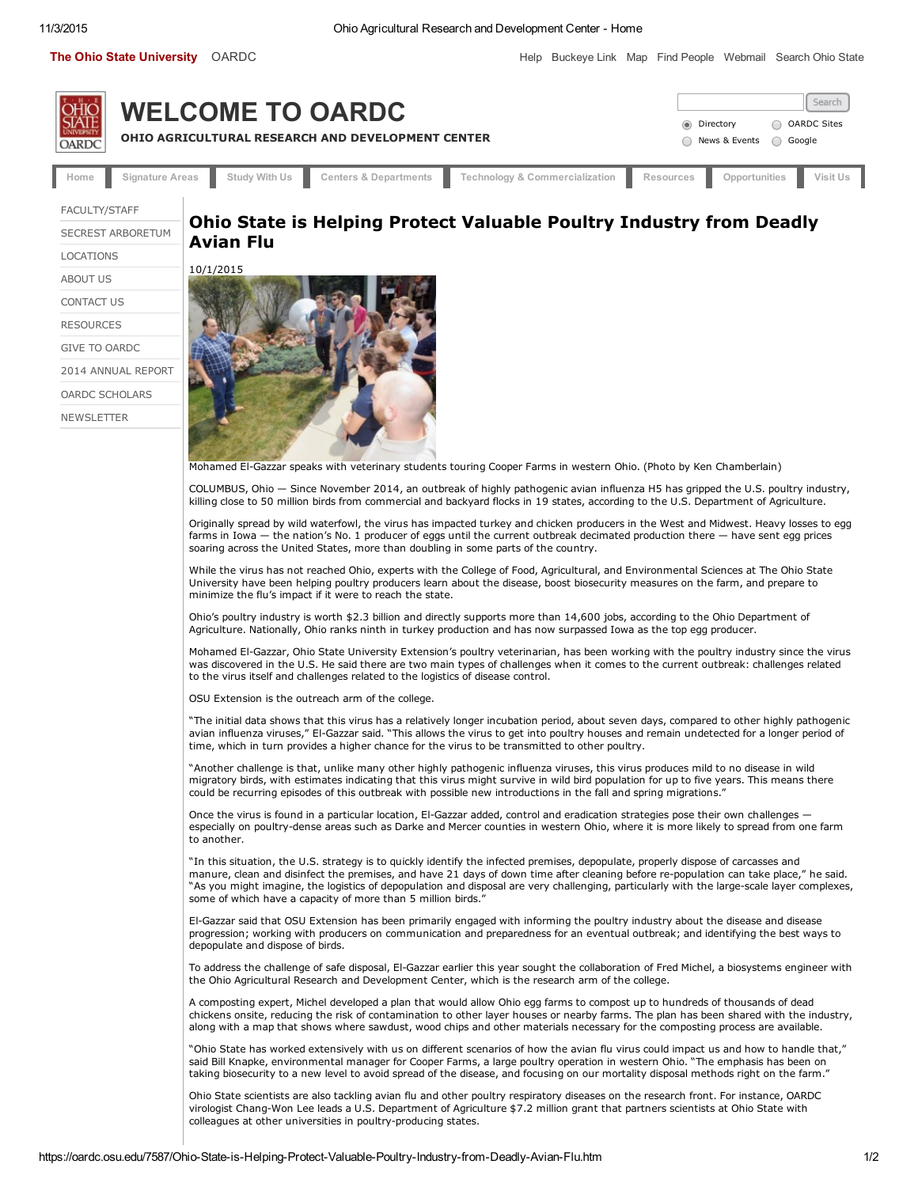# Ohio State is Helping Protect Valuable Poultry Industry from Deadly Avian Flu

10/1/2015

Mohamed El-Gazzar speaks with veterinary students touring Cooper Farms in western Ohio. (Photo by Ken Chamberlain)

COLUMBUS, Ohio — Since November 2014, an outbreak of highly pathogenic avian influenza H5 has gripped the U.S. poultry industry, killing close to 50 million birds from commercial and backyard flocks in 19 states, according to the U.S. Department of Agriculture.

Originally spread by wild waterfowl, the virus has impacted turkey and chicken producers in the West and Midwest. Heavy losses to egg farms in Iowa — the nation's No. 1 producer of eggs until the current outbreak decimated production there — have sent egg prices soaring across the United States, more than doubling in some parts of the country.

While the virus has not reached Ohio, experts with the College of Food, Agricultural, and Environmental Sciences at The Ohio State University have been helping poultry producers learn about the disease, boost biosecurity measures on the farm, and prepare to minimize the flu's impact if it were to reach the state.

Ohio's poultry industry is worth $2.3 billion and directly supports more than 14,600 jobs, according to the Ohio Department of Agriculture. Nationally, Ohio ranks ninth in turkey production and has now surpassed Iowa as the top egg producer.

Mohamed El-Gazzar, Ohio State University Extension's poultry veterinarian, has been working with the poultry industry since the virus was discovered in the U.S. He said there are two main types of challenges when it comes to the current outbreak: challenges related to the virus itself and challenges related to the logistics of disease control.

OSU Extension is the outreach arm of the college.

"The initial data shows that this virus has a relatively longer incubation period, about seven days, compared to other highly pathogenic avian influenza viruses," El-Gazzar said. "This allows the virus to get into poultry houses and remain undetected for a longer period of time, which in turn provides a higher chance for the virus to be transmitted to other poultry.

"Another challenge is that, unlike many other highly pathogenic influenza viruses, this virus produces mild to no disease in wild migratory birds, with estimates indicating that this virus might survive in wild bird population for up to five years. This means there could be recurring episodes of this outbreak with possible new introductions in the fall and spring migrations."

Once the virus is found in a particular location, El-Gazzar added, control and eradication strategies pose their own challenges — especially on poultry-dense areas such as Darke and Mercer counties in western Ohio, where it is more likely to spread from one farm to another.

"In this situation, the U.S. strategy is to quickly identify the infected premises, depopulate, properly dispose of carcasses and manure, clean and disinfect the premises, and have 21 days of down time after cleaning before re-population can take place," he said. "As you might imagine, the logistics of depopulation and disposal are very challenging, particularly with the large-scale layer complexes, some of which have a capacity of more than 5 million birds."

El-Gazzar said that OSU Extension has been primarily engaged with informing the poultry industry about the disease and disease progression; working with producers on communication and preparedness for an eventual outbreak; and identifying the best ways to depopulate and dispose of birds.

To address the challenge of safe disposal, El-Gazzar earlier this year sought the collaboration of Fred Michel, a biosystems engineer with the Ohio Agricultural Research and Development Center, which is the research arm of the college.

A composting expert, Michel developed a plan that would allow Ohio egg farms to compost up to hundreds of thousands of dead chickens onsite, reducing the risk of contamination to other layer houses or nearby farms. The plan has been shared with the industry, along with a map that shows where sawdust, wood chips and other materials necessary for the composting process are available.

"Ohio State has worked extensively with us on different scenarios of how the avian flu virus could impact us and how to handle that," said Bill Knapke, environmental manager for Cooper Farms, a large poultry operation in western Ohio. "The emphasis has been on taking biosecurity to a new level to avoid spread of the disease, and focusing on our mortality disposal methods right on the farm."

Ohio State scientists are also tackling avian flu and other poultry respiratory diseases on the research front. For instance, OARDC virologist Chang-Won Lee leads a U.S. Department of Agriculture $7.2 million grant that partners scientists at Ohio State with colleagues at other universities in poultry-producing states.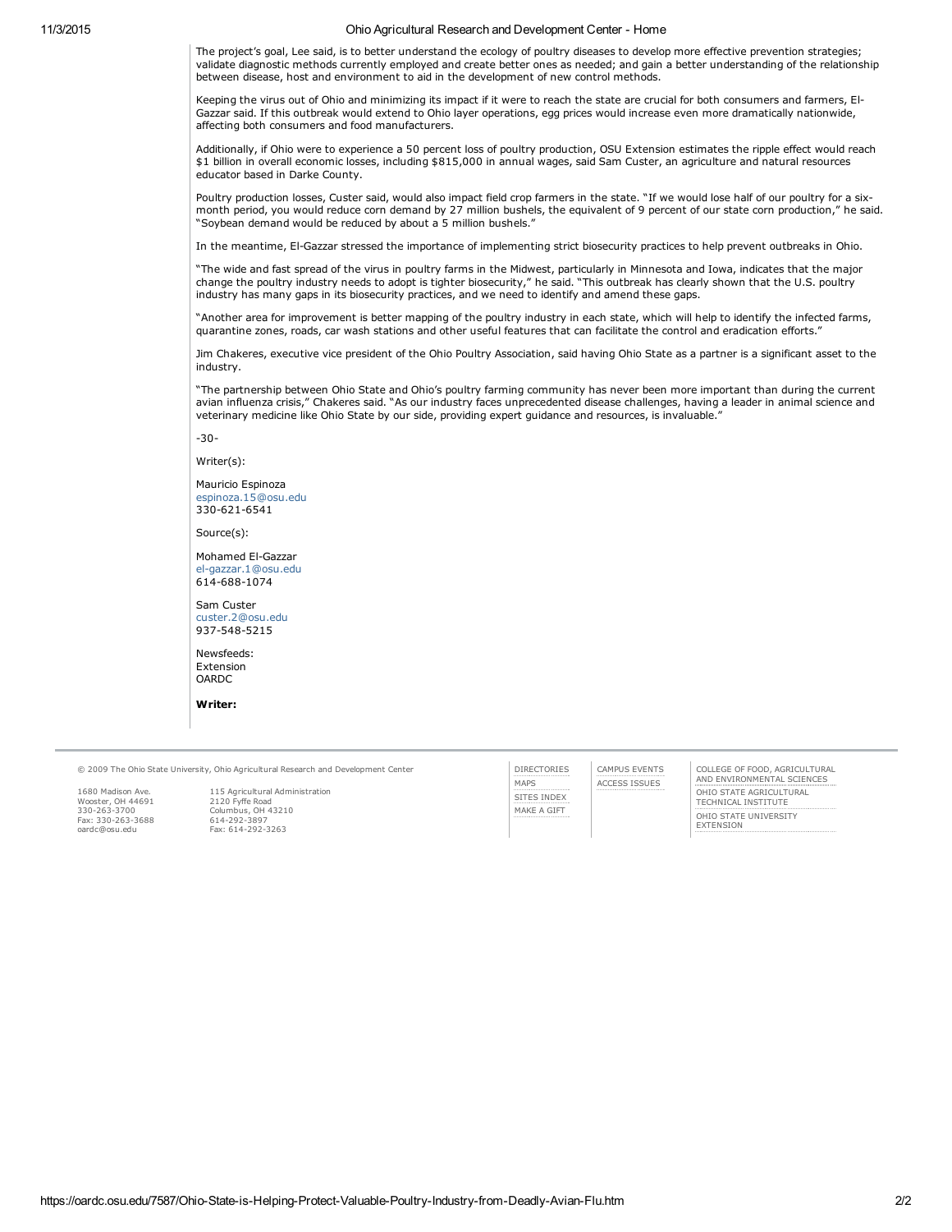The project's goal, Lee said, is to better understand the ecology of poultry diseases to develop more effective prevention strategies; validate diagnostic methods currently employed and create better ones as needed; and gain a better understanding of the relationship between disease, host and environment to aid in the development of new control methods.

Keeping the virus out of Ohio and minimizing its impact if it were to reach the state are crucial for both consumers and farmers, El-Gazzar said. If this outbreak would extend to Ohio layer operations, egg prices would increase even more dramatically nationwide, affecting both consumers and food manufacturers.

Additionally, if Ohio were to experience a 50 percent loss of poultry production, OSU Extension estimates the ripple effect would reach $1 billion in overall economic losses, including $815,000 in annual wages, said Sam Custer, an agriculture and natural resources educator based in Darke County.

Poultry production losses, Custer said, would also impact field crop farmers in the state. "If we would lose half of our poultry for a six-month period, you would reduce corn demand by 27 million bushels, the equivalent of 9 percent of our state corn production," he said. "Soybean demand would be reduced by about a 5 million bushels."

In the meantime, El-Gazzar stressed the importance of implementing strict biosecurity practices to help prevent outbreaks in Ohio.

"The wide and fast spread of the virus in poultry farms in the Midwest, particularly in Minnesota and Iowa, indicates that the major change the poultry industry needs to adopt is tighter biosecurity," he said. "This outbreak has clearly shown that the U.S. poultry industry has many gaps in its biosecurity practices, and we need to identify and amend these gaps.

"Another area for improvement is better mapping of the poultry industry in each state, which will help to identify the infected farms, quarantine zones, roads, car wash stations and other useful features that can facilitate the control and eradication efforts."

Jim Chakeres, executive vice president of the Ohio Poultry Association, said having Ohio State as a partner is a significant asset to the industry.

"The partnership between Ohio State and Ohio's poultry farming community has never been more important than during the current avian influenza crisis," Chakeres said. "As our industry faces unprecedented disease challenges, having a leader in animal science and veterinary medicine like Ohio State by our side, providing expert guidance and resources, is invaluable."

-30-

Writer(s):

Mauricio Espinoza
espinoza.15@osu.edu
330-621-6541

Source(s):

Mohamed El-Gazzar
el-gazzar.1@osu.edu
614-688-1074

Sam Custer
custer.2@osu.edu
937-548-5215

Newsfeeds:
Extension
OARDC

**Writer:**

© 2009 The Ohio State University, Ohio Agricultural Research and Development Center

1680 Madison Ave.
Wooster, OH 44691
330-263-3700
Fax: 330-263-3688
oardc@osu.edu

115 Agricultural Administration
2120 Fyffe Road
Columbus, OH 43210
614-292-3897
Fax: 614-292-3263

DIRECTORIES
MAPS
SITES INDEX
MAKE A GIFT

CAMPUS EVENTS
ACCESS ISSUES

COLLEGE OF FOOD, AGRICULTURAL AND ENVIRONMENTAL SCIENCES
OHIO STATE AGRICULTURAL TECHNICAL INSTITUTE
OHIO STATE UNIVERSITY EXTENSION